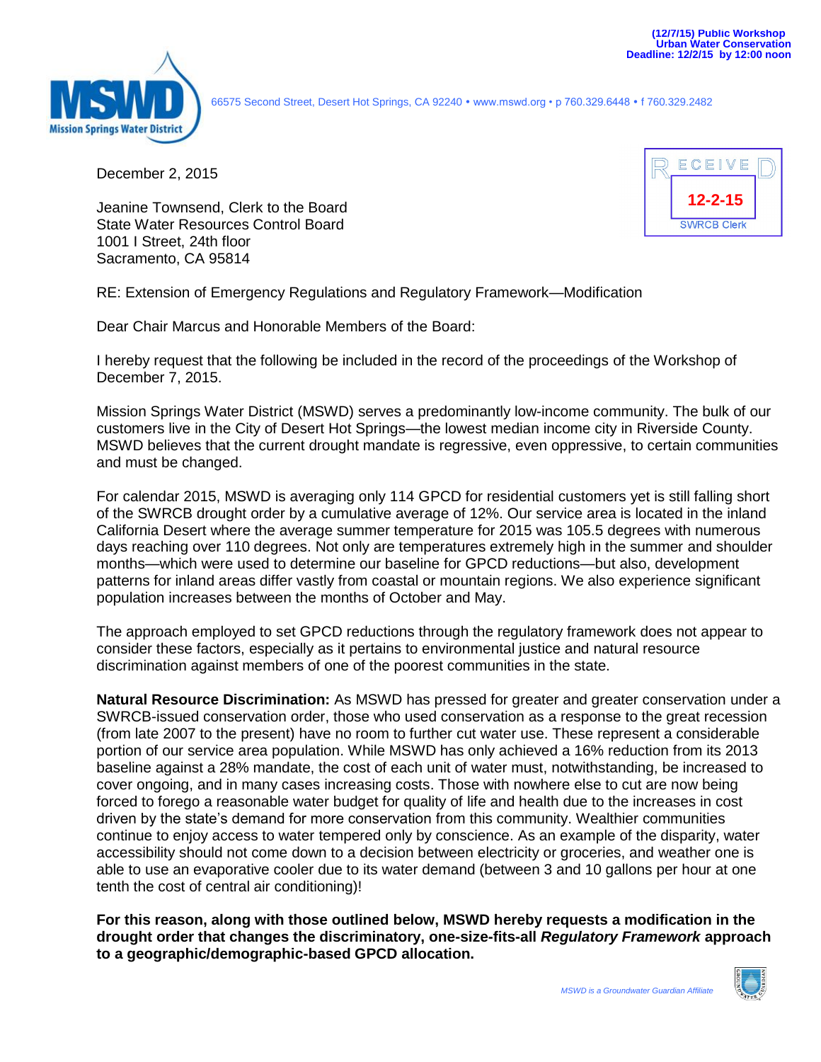(12/7/15) Public Workshop
Urban Water Conservation
Deadline: 12/2/15 by 12:00 noon

66575 Second Street, Desert Hot Springs, CA 92240 • www.mswd.org • p 760.329.6448 • f 760.329.2482

RECEIVED
12-2-15
SWRCB Clerk

December 2, 2015

Jeanine Townsend, Clerk to the Board
State Water Resources Control Board
1001 I Street, 24th floor
Sacramento, CA 95814

RE: Extension of Emergency Regulations and Regulatory Framework—Modification

Dear Chair Marcus and Honorable Members of the Board:

I hereby request that the following be included in the record of the proceedings of the Workshop of December 7, 2015.

Mission Springs Water District (MSWD) serves a predominantly low-income community. The bulk of our customers live in the City of Desert Hot Springs—the lowest median income city in Riverside County. MSWD believes that the current drought mandate is regressive, even oppressive, to certain communities and must be changed.

For calendar 2015, MSWD is averaging only 114 GPCD for residential customers yet is still falling short of the SWRCB drought order by a cumulative average of 12%. Our service area is located in the inland California Desert where the average summer temperature for 2015 was 105.5 degrees with numerous days reaching over 110 degrees. Not only are temperatures extremely high in the summer and shoulder months—which were used to determine our baseline for GPCD reductions—but also, development patterns for inland areas differ vastly from coastal or mountain regions. We also experience significant population increases between the months of October and May.

The approach employed to set GPCD reductions through the regulatory framework does not appear to consider these factors, especially as it pertains to environmental justice and natural resource discrimination against members of one of the poorest communities in the state.

**Natural Resource Discrimination:** As MSWD has pressed for greater and greater conservation under a SWRCB-issued conservation order, those who used conservation as a response to the great recession (from late 2007 to the present) have no room to further cut water use. These represent a considerable portion of our service area population. While MSWD has only achieved a 16% reduction from its 2013 baseline against a 28% mandate, the cost of each unit of water must, notwithstanding, be increased to cover ongoing, and in many cases increasing costs. Those with nowhere else to cut are now being forced to forego a reasonable water budget for quality of life and health due to the increases in cost driven by the state's demand for more conservation from this community. Wealthier communities continue to enjoy access to water tempered only by conscience. As an example of the disparity, water accessibility should not come down to a decision between electricity or groceries, and weather one is able to use an evaporative cooler due to its water demand (between 3 and 10 gallons per hour at one tenth the cost of central air conditioning)!

**For this reason, along with those outlined below, MSWD hereby requests a modification in the drought order that changes the discriminatory, one-size-fits-all *Regulatory Framework* approach to a geographic/demographic-based GPCD allocation.**

MSWD is a Groundwater Guardian Affiliate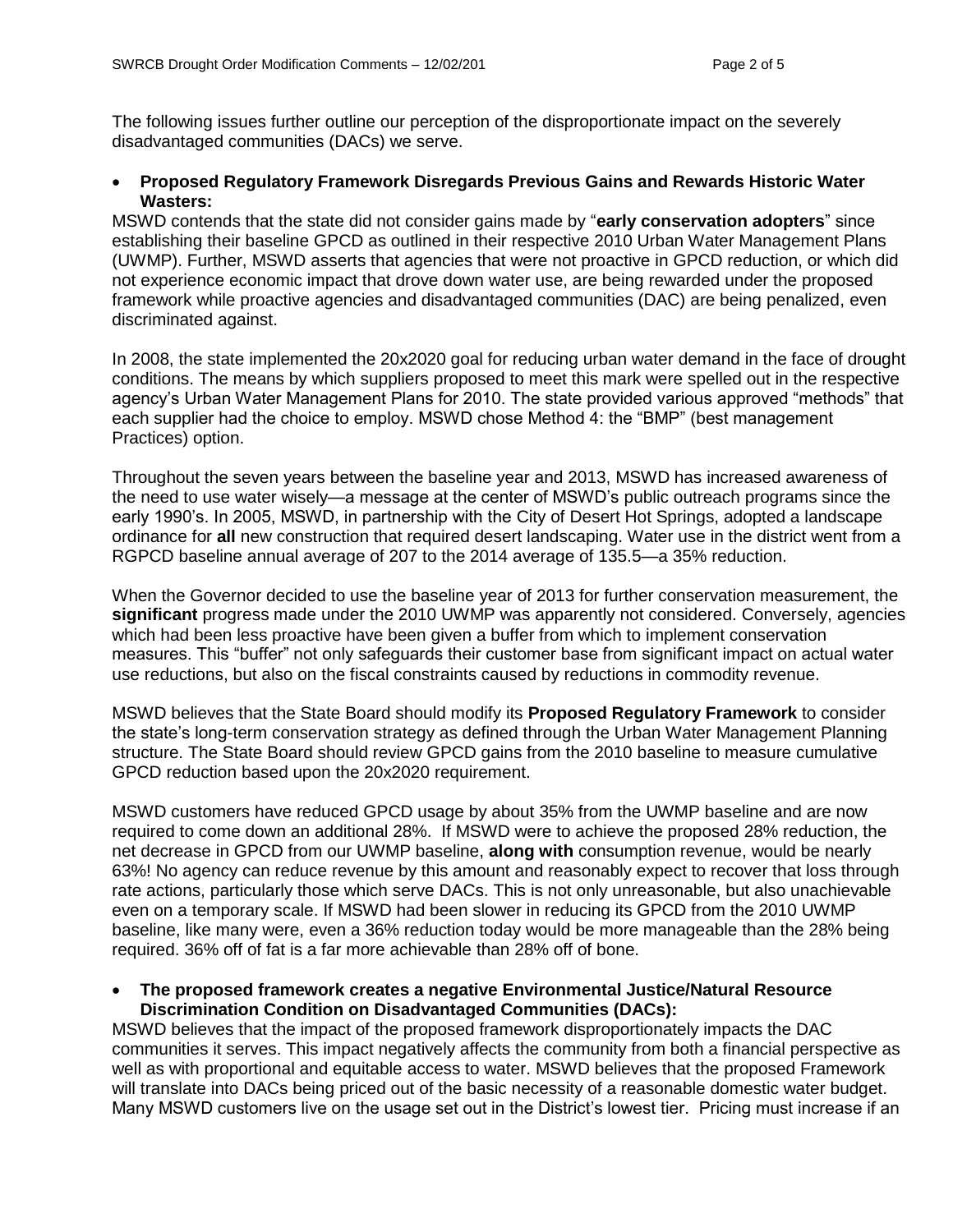The following issues further outline our perception of the disproportionate impact on the severely disadvantaged communities (DACs) we serve.

- **Proposed Regulatory Framework Disregards Previous Gains and Rewards Historic Water Wasters:**

MSWD contends that the state did not consider gains made by "**early conservation adopters**" since establishing their baseline GPCD as outlined in their respective 2010 Urban Water Management Plans (UWMP). Further, MSWD asserts that agencies that were not proactive in GPCD reduction, or which did not experience economic impact that drove down water use, are being rewarded under the proposed framework while proactive agencies and disadvantaged communities (DAC) are being penalized, even discriminated against.

In 2008, the state implemented the 20x2020 goal for reducing urban water demand in the face of drought conditions. The means by which suppliers proposed to meet this mark were spelled out in the respective agency's Urban Water Management Plans for 2010. The state provided various approved "methods" that each supplier had the choice to employ. MSWD chose Method 4: the "BMP" (best management Practices) option.

Throughout the seven years between the baseline year and 2013, MSWD has increased awareness of the need to use water wisely—a message at the center of MSWD's public outreach programs since the early 1990's. In 2005, MSWD, in partnership with the City of Desert Hot Springs, adopted a landscape ordinance for **all** new construction that required desert landscaping. Water use in the district went from a RGPCD baseline annual average of 207 to the 2014 average of 135.5—a 35% reduction.

When the Governor decided to use the baseline year of 2013 for further conservation measurement, the **significant** progress made under the 2010 UWMP was apparently not considered. Conversely, agencies which had been less proactive have been given a buffer from which to implement conservation measures. This "buffer" not only safeguards their customer base from significant impact on actual water use reductions, but also on the fiscal constraints caused by reductions in commodity revenue.

MSWD believes that the State Board should modify its **Proposed Regulatory Framework** to consider the state's long-term conservation strategy as defined through the Urban Water Management Planning structure. The State Board should review GPCD gains from the 2010 baseline to measure cumulative GPCD reduction based upon the 20x2020 requirement.

MSWD customers have reduced GPCD usage by about 35% from the UWMP baseline and are now required to come down an additional 28%. If MSWD were to achieve the proposed 28% reduction, the net decrease in GPCD from our UWMP baseline, **along with** consumption revenue, would be nearly 63%! No agency can reduce revenue by this amount and reasonably expect to recover that loss through rate actions, particularly those which serve DACs. This is not only unreasonable, but also unachievable even on a temporary scale. If MSWD had been slower in reducing its GPCD from the 2010 UWMP baseline, like many were, even a 36% reduction today would be more manageable than the 28% being required. 36% off of fat is a far more achievable than 28% off of bone.

- **The proposed framework creates a negative Environmental Justice/Natural Resource Discrimination Condition on Disadvantaged Communities (DACs):**

MSWD believes that the impact of the proposed framework disproportionately impacts the DAC communities it serves. This impact negatively affects the community from both a financial perspective as well as with proportional and equitable access to water. MSWD believes that the proposed Framework will translate into DACs being priced out of the basic necessity of a reasonable domestic water budget. Many MSWD customers live on the usage set out in the District's lowest tier. Pricing must increase if an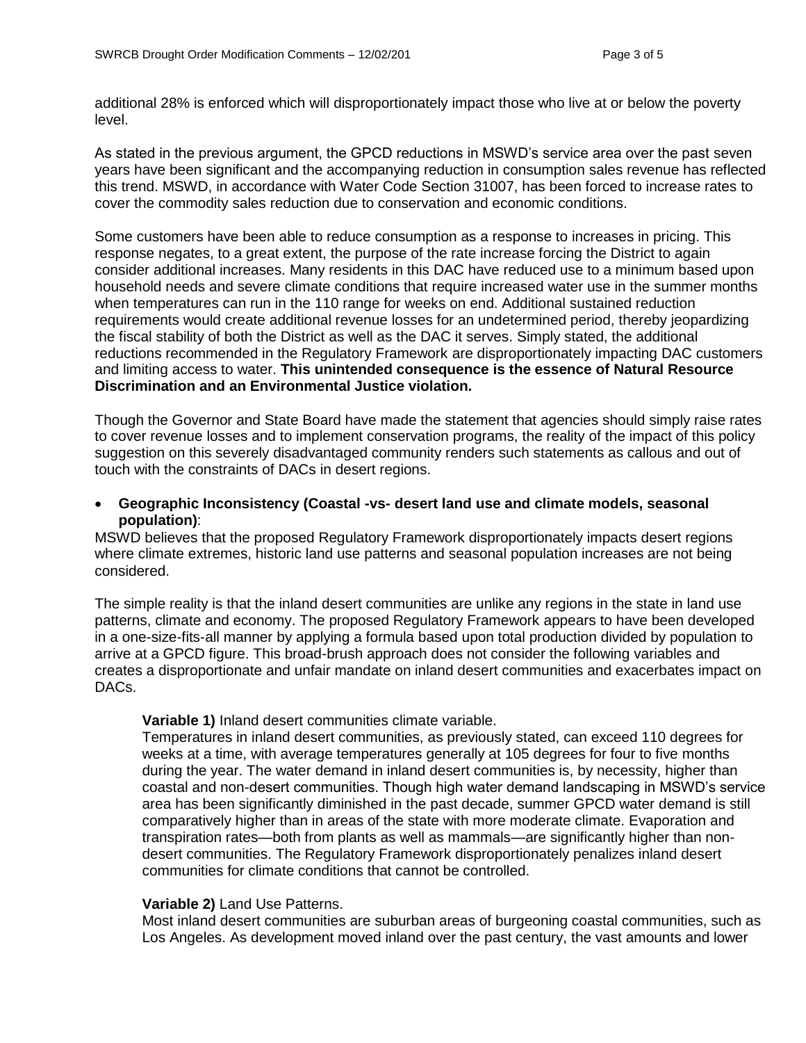additional 28% is enforced which will disproportionately impact those who live at or below the poverty level.

As stated in the previous argument, the GPCD reductions in MSWD's service area over the past seven years have been significant and the accompanying reduction in consumption sales revenue has reflected this trend. MSWD, in accordance with Water Code Section 31007, has been forced to increase rates to cover the commodity sales reduction due to conservation and economic conditions.

Some customers have been able to reduce consumption as a response to increases in pricing. This response negates, to a great extent, the purpose of the rate increase forcing the District to again consider additional increases. Many residents in this DAC have reduced use to a minimum based upon household needs and severe climate conditions that require increased water use in the summer months when temperatures can run in the 110 range for weeks on end. Additional sustained reduction requirements would create additional revenue losses for an undetermined period, thereby jeopardizing the fiscal stability of both the District as well as the DAC it serves. Simply stated, the additional reductions recommended in the Regulatory Framework are disproportionately impacting DAC customers and limiting access to water. **This unintended consequence is the essence of Natural Resource Discrimination and an Environmental Justice violation.**

Though the Governor and State Board have made the statement that agencies should simply raise rates to cover revenue losses and to implement conservation programs, the reality of the impact of this policy suggestion on this severely disadvantaged community renders such statements as callous and out of touch with the constraints of DACs in desert regions.

- **Geographic Inconsistency (Coastal -vs- desert land use and climate models, seasonal population)**:

MSWD believes that the proposed Regulatory Framework disproportionately impacts desert regions where climate extremes, historic land use patterns and seasonal population increases are not being considered.

The simple reality is that the inland desert communities are unlike any regions in the state in land use patterns, climate and economy. The proposed Regulatory Framework appears to have been developed in a one-size-fits-all manner by applying a formula based upon total production divided by population to arrive at a GPCD figure. This broad-brush approach does not consider the following variables and creates a disproportionate and unfair mandate on inland desert communities and exacerbates impact on DACs.

**Variable 1)** Inland desert communities climate variable.
Temperatures in inland desert communities, as previously stated, can exceed 110 degrees for weeks at a time, with average temperatures generally at 105 degrees for four to five months during the year. The water demand in inland desert communities is, by necessity, higher than coastal and non-desert communities. Though high water demand landscaping in MSWD's service area has been significantly diminished in the past decade, summer GPCD water demand is still comparatively higher than in areas of the state with more moderate climate. Evaporation and transpiration rates—both from plants as well as mammals—are significantly higher than non-desert communities. The Regulatory Framework disproportionately penalizes inland desert communities for climate conditions that cannot be controlled.

**Variable 2)** Land Use Patterns.
Most inland desert communities are suburban areas of burgeoning coastal communities, such as Los Angeles. As development moved inland over the past century, the vast amounts and lower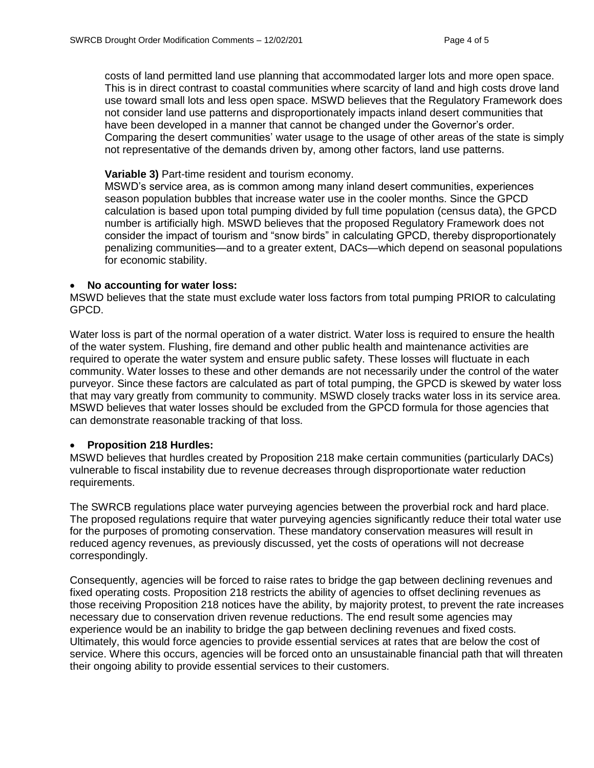costs of land permitted land use planning that accommodated larger lots and more open space. This is in direct contrast to coastal communities where scarcity of land and high costs drove land use toward small lots and less open space. MSWD believes that the Regulatory Framework does not consider land use patterns and disproportionately impacts inland desert communities that have been developed in a manner that cannot be changed under the Governor's order. Comparing the desert communities' water usage to the usage of other areas of the state is simply not representative of the demands driven by, among other factors, land use patterns.

**Variable 3)** Part-time resident and tourism economy.
MSWD's service area, as is common among many inland desert communities, experiences season population bubbles that increase water use in the cooler months. Since the GPCD calculation is based upon total pumping divided by full time population (census data), the GPCD number is artificially high. MSWD believes that the proposed Regulatory Framework does not consider the impact of tourism and "snow birds" in calculating GPCD, thereby disproportionately penalizing communities—and to a greater extent, DACs—which depend on seasonal populations for economic stability.

- **No accounting for water loss:**

MSWD believes that the state must exclude water loss factors from total pumping PRIOR to calculating GPCD.

Water loss is part of the normal operation of a water district. Water loss is required to ensure the health of the water system. Flushing, fire demand and other public health and maintenance activities are required to operate the water system and ensure public safety. These losses will fluctuate in each community. Water losses to these and other demands are not necessarily under the control of the water purveyor. Since these factors are calculated as part of total pumping, the GPCD is skewed by water loss that may vary greatly from community to community. MSWD closely tracks water loss in its service area. MSWD believes that water losses should be excluded from the GPCD formula for those agencies that can demonstrate reasonable tracking of that loss.

- **Proposition 218 Hurdles:**

MSWD believes that hurdles created by Proposition 218 make certain communities (particularly DACs) vulnerable to fiscal instability due to revenue decreases through disproportionate water reduction requirements.

The SWRCB regulations place water purveying agencies between the proverbial rock and hard place. The proposed regulations require that water purveying agencies significantly reduce their total water use for the purposes of promoting conservation. These mandatory conservation measures will result in reduced agency revenues, as previously discussed, yet the costs of operations will not decrease correspondingly.

Consequently, agencies will be forced to raise rates to bridge the gap between declining revenues and fixed operating costs. Proposition 218 restricts the ability of agencies to offset declining revenues as those receiving Proposition 218 notices have the ability, by majority protest, to prevent the rate increases necessary due to conservation driven revenue reductions. The end result some agencies may experience would be an inability to bridge the gap between declining revenues and fixed costs. Ultimately, this would force agencies to provide essential services at rates that are below the cost of service. Where this occurs, agencies will be forced onto an unsustainable financial path that will threaten their ongoing ability to provide essential services to their customers.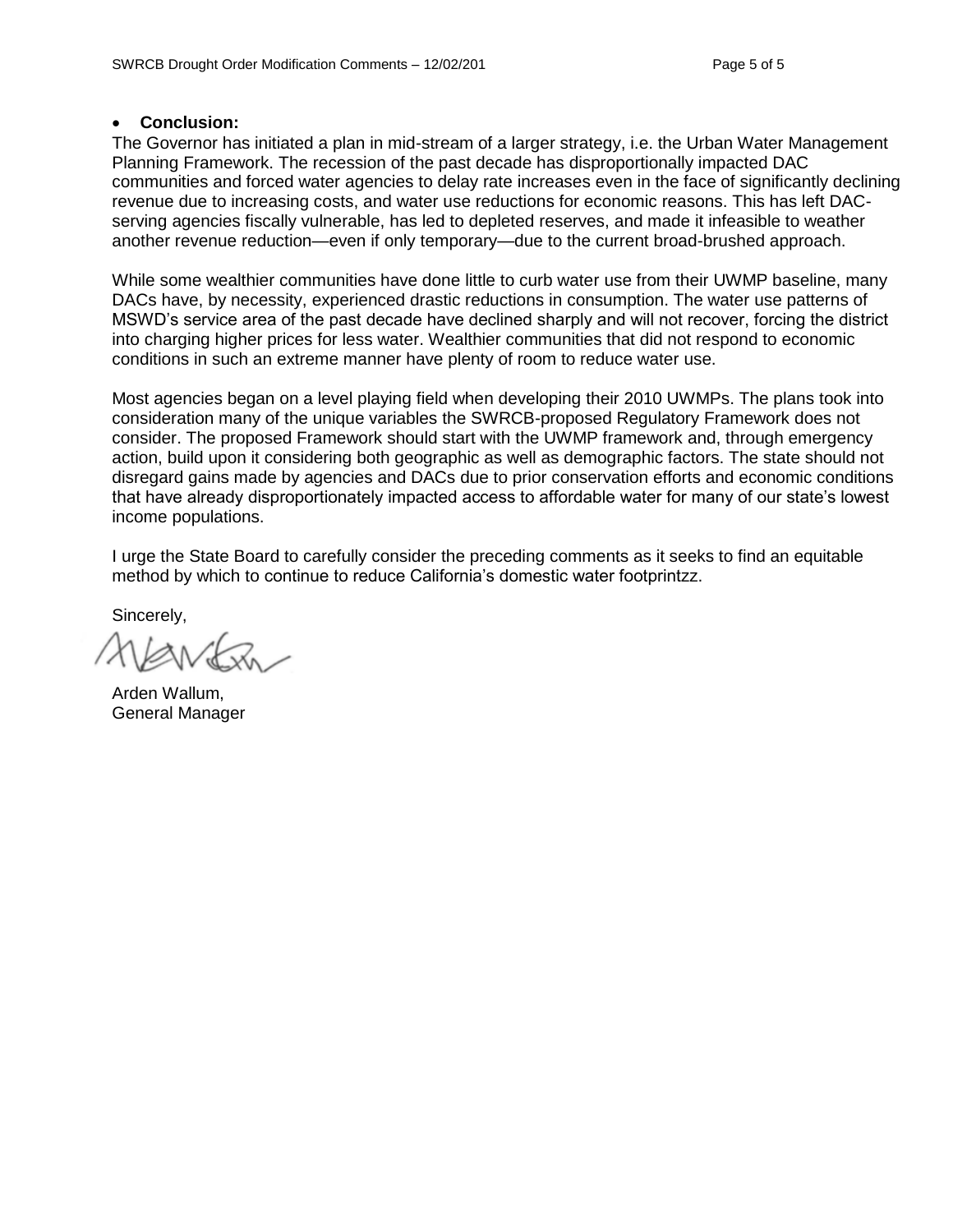- **Conclusion:**

The Governor has initiated a plan in mid-stream of a larger strategy, i.e. the Urban Water Management Planning Framework. The recession of the past decade has disproportionally impacted DAC communities and forced water agencies to delay rate increases even in the face of significantly declining revenue due to increasing costs, and water use reductions for economic reasons. This has left DAC-serving agencies fiscally vulnerable, has led to depleted reserves, and made it infeasible to weather another revenue reduction—even if only temporary—due to the current broad-brushed approach.

While some wealthier communities have done little to curb water use from their UWMP baseline, many DACs have, by necessity, experienced drastic reductions in consumption. The water use patterns of MSWD's service area of the past decade have declined sharply and will not recover, forcing the district into charging higher prices for less water. Wealthier communities that did not respond to economic conditions in such an extreme manner have plenty of room to reduce water use.

Most agencies began on a level playing field when developing their 2010 UWMPs. The plans took into consideration many of the unique variables the SWRCB-proposed Regulatory Framework does not consider. The proposed Framework should start with the UWMP framework and, through emergency action, build upon it considering both geographic as well as demographic factors. The state should not disregard gains made by agencies and DACs due to prior conservation efforts and economic conditions that have already disproportionately impacted access to affordable water for many of our state's lowest income populations.

I urge the State Board to carefully consider the preceding comments as it seeks to find an equitable method by which to continue to reduce California's domestic water footprintzz.

Sincerely,

Arden Wallum,
General Manager